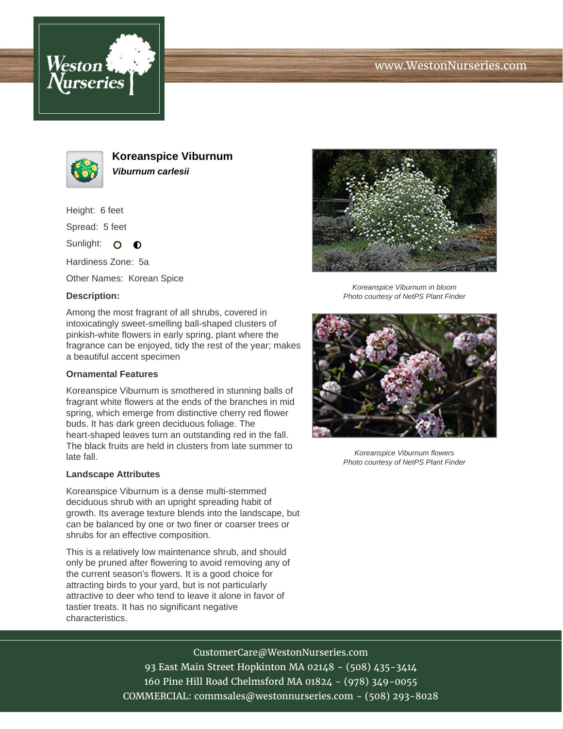Weston Nurseries

www.WestonNurseries.com

# Koreanspice Viburnum

***Viburnum carlesii***

Height: 6 feet

Spread: 5 feet

Sunlight:

Hardiness Zone: 5a

Other Names: Korean Spice

### Description:

Among the most fragrant of all shrubs, covered in intoxicatingly sweet-smelling ball-shaped clusters of pinkish-white flowers in early spring, plant where the fragrance can be enjoyed, tidy the rest of the year; makes a beautiful accent specimen

### Ornamental Features

Koreanspice Viburnum is smothered in stunning balls of fragrant white flowers at the ends of the branches in mid spring, which emerge from distinctive cherry red flower buds. It has dark green deciduous foliage. The heart-shaped leaves turn an outstanding red in the fall. The black fruits are held in clusters from late summer to late fall.

### Landscape Attributes

Koreanspice Viburnum is a dense multi-stemmed deciduous shrub with an upright spreading habit of growth. Its average texture blends into the landscape, but can be balanced by one or two finer or coarser trees or shrubs for an effective composition.

This is a relatively low maintenance shrub, and should only be pruned after flowering to avoid removing any of the current season's flowers. It is a good choice for attracting birds to your yard, but is not particularly attractive to deer who tend to leave it alone in favor of tastier treats. It has no significant negative characteristics.

*Koreanspice Viburnum in bloom*
*Photo courtesy of NetPS Plant Finder*

*Koreanspice Viburnum flowers*
*Photo courtesy of NetPS Plant Finder*

CustomerCare@WestonNurseries.com
93 East Main Street Hopkinton MA 02148 - (508) 435-3414
160 Pine Hill Road Chelmsford MA 01824 - (978) 349-0055
COMMERCIAL: commsales@westonnurseries.com - (508) 293-8028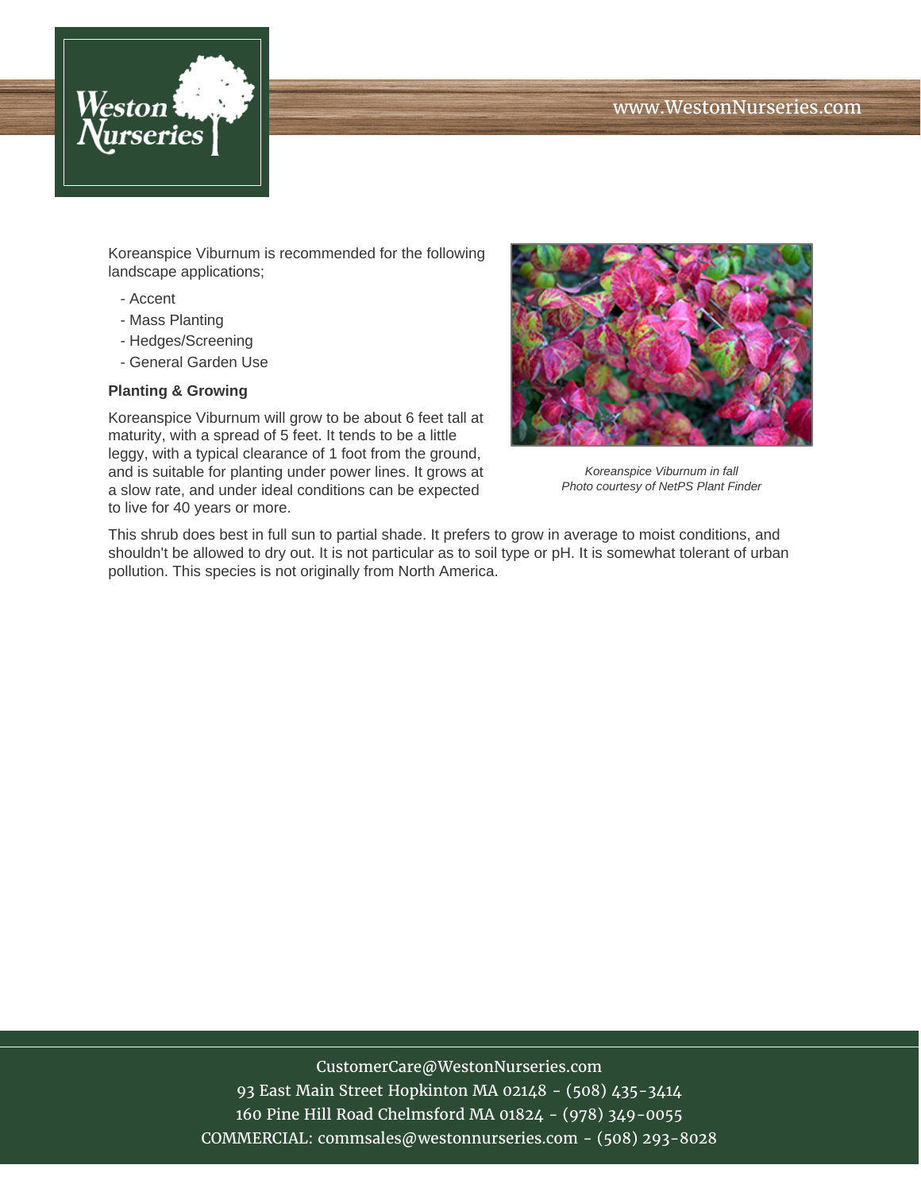Koreanspice Viburnum is recommended for the following landscape applications;

- Accent
- Mass Planting
- Hedges/Screening
- General Garden Use

**Planting & Growing**

Koreanspice Viburnum will grow to be about 6 feet tall at maturity, with a spread of 5 feet. It tends to be a little leggy, with a typical clearance of 1 foot from the ground, and is suitable for planting under power lines. It grows at a slow rate, and under ideal conditions can be expected to live for 40 years or more.

*Koreanspice Viburnum in fall*
*Photo courtesy of NetPS Plant Finder*

This shrub does best in full sun to partial shade. It prefers to grow in average to moist conditions, and shouldn't be allowed to dry out. It is not particular as to soil type or pH. It is somewhat tolerant of urban pollution. This species is not originally from North America.